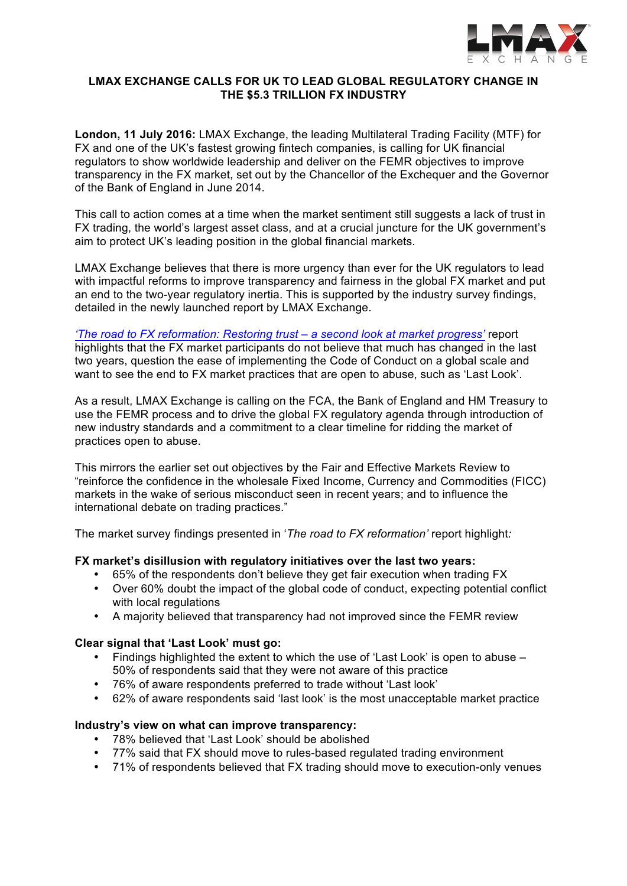# LMAX EXCHANGE CALLS FOR UK TO LEAD GLOBAL REGULATORY CHANGE IN THE $5.3 TRILLION FX INDUSTRY

**London, 11 July 2016:** LMAX Exchange, the leading Multilateral Trading Facility (MTF) for FX and one of the UK's fastest growing fintech companies, is calling for UK financial regulators to show worldwide leadership and deliver on the FEMR objectives to improve transparency in the FX market, set out by the Chancellor of the Exchequer and the Governor of the Bank of England in June 2014.

This call to action comes at a time when the market sentiment still suggests a lack of trust in FX trading, the world's largest asset class, and at a crucial juncture for the UK government's aim to protect UK's leading position in the global financial markets.

LMAX Exchange believes that there is more urgency than ever for the UK regulators to lead with impactful reforms to improve transparency and fairness in the global FX market and put an end to the two-year regulatory inertia. This is supported by the industry survey findings, detailed in the newly launched report by LMAX Exchange.

*'The road to FX reformation: Restoring trust – a second look at market progress'* report highlights that the FX market participants do not believe that much has changed in the last two years, question the ease of implementing the Code of Conduct on a global scale and want to see the end to FX market practices that are open to abuse, such as 'Last Look'.

As a result, LMAX Exchange is calling on the FCA, the Bank of England and HM Treasury to use the FEMR process and to drive the global FX regulatory agenda through introduction of new industry standards and a commitment to a clear timeline for ridding the market of practices open to abuse.

This mirrors the earlier set out objectives by the Fair and Effective Markets Review to "reinforce the confidence in the wholesale Fixed Income, Currency and Commodities (FICC) markets in the wake of serious misconduct seen in recent years; and to influence the international debate on trading practices."

The market survey findings presented in '*The road to FX reformation'* report highlight*:*

**FX market's disillusion with regulatory initiatives over the last two years:**

- 65% of the respondents don't believe they get fair execution when trading FX
- Over 60% doubt the impact of the global code of conduct, expecting potential conflict with local regulations
- A majority believed that transparency had not improved since the FEMR review

**Clear signal that 'Last Look' must go:**

- Findings highlighted the extent to which the use of 'Last Look' is open to abuse – 50% of respondents said that they were not aware of this practice
- 76% of aware respondents preferred to trade without 'Last look'
- 62% of aware respondents said 'last look' is the most unacceptable market practice

**Industry's view on what can improve transparency:**

- 78% believed that 'Last Look' should be abolished
- 77% said that FX should move to rules-based regulated trading environment
- 71% of respondents believed that FX trading should move to execution-only venues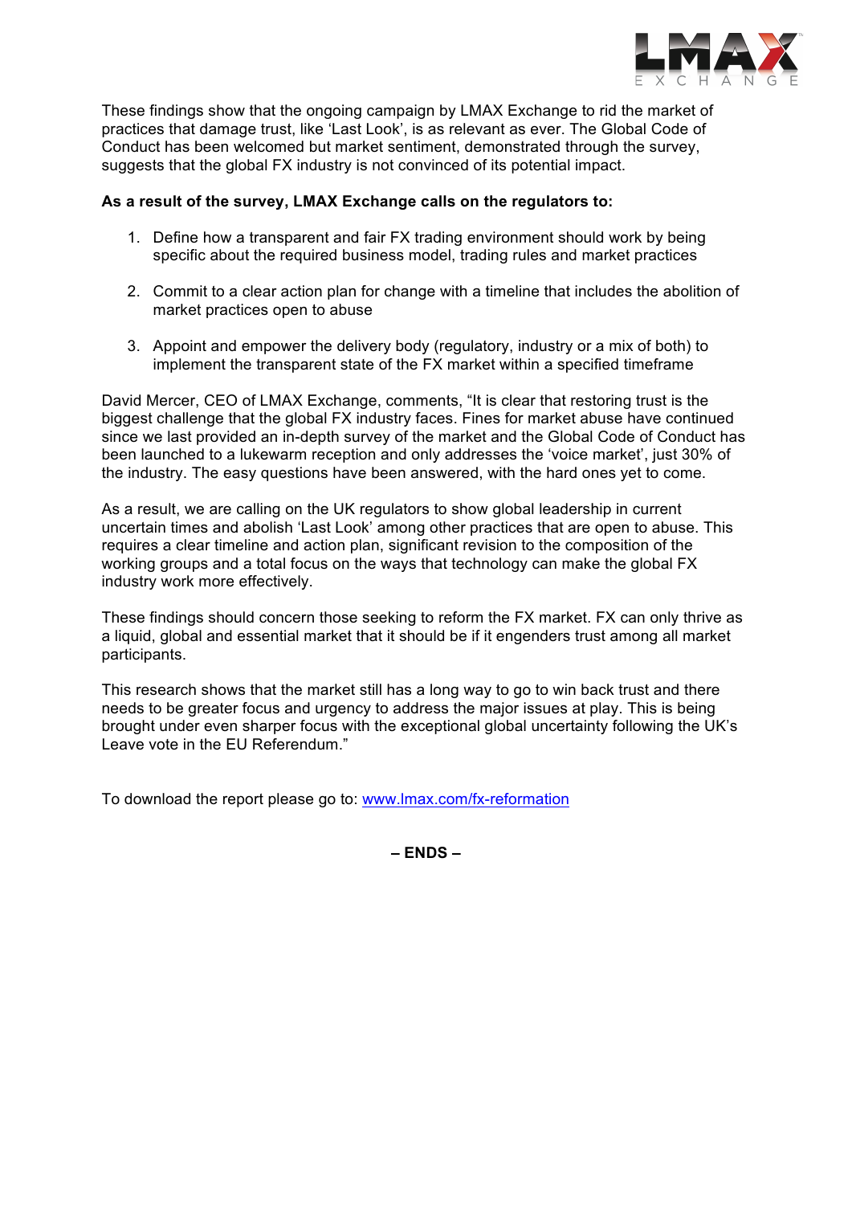These findings show that the ongoing campaign by LMAX Exchange to rid the market of practices that damage trust, like 'Last Look', is as relevant as ever. The Global Code of Conduct has been welcomed but market sentiment, demonstrated through the survey, suggests that the global FX industry is not convinced of its potential impact.

**As a result of the survey, LMAX Exchange calls on the regulators to:**

1. Define how a transparent and fair FX trading environment should work by being specific about the required business model, trading rules and market practices

2. Commit to a clear action plan for change with a timeline that includes the abolition of market practices open to abuse

3. Appoint and empower the delivery body (regulatory, industry or a mix of both) to implement the transparent state of the FX market within a specified timeframe

David Mercer, CEO of LMAX Exchange, comments, "It is clear that restoring trust is the biggest challenge that the global FX industry faces. Fines for market abuse have continued since we last provided an in-depth survey of the market and the Global Code of Conduct has been launched to a lukewarm reception and only addresses the 'voice market', just 30% of the industry. The easy questions have been answered, with the hard ones yet to come.

As a result, we are calling on the UK regulators to show global leadership in current uncertain times and abolish 'Last Look' among other practices that are open to abuse. This requires a clear timeline and action plan, significant revision to the composition of the working groups and a total focus on the ways that technology can make the global FX industry work more effectively.

These findings should concern those seeking to reform the FX market. FX can only thrive as a liquid, global and essential market that it should be if it engenders trust among all market participants.

This research shows that the market still has a long way to go to win back trust and there needs to be greater focus and urgency to address the major issues at play. This is being brought under even sharper focus with the exceptional global uncertainty following the UK's Leave vote in the EU Referendum."

To download the report please go to: [www.lmax.com/fx-reformation](http://www.lmax.com/fx-reformation)

**– ENDS –**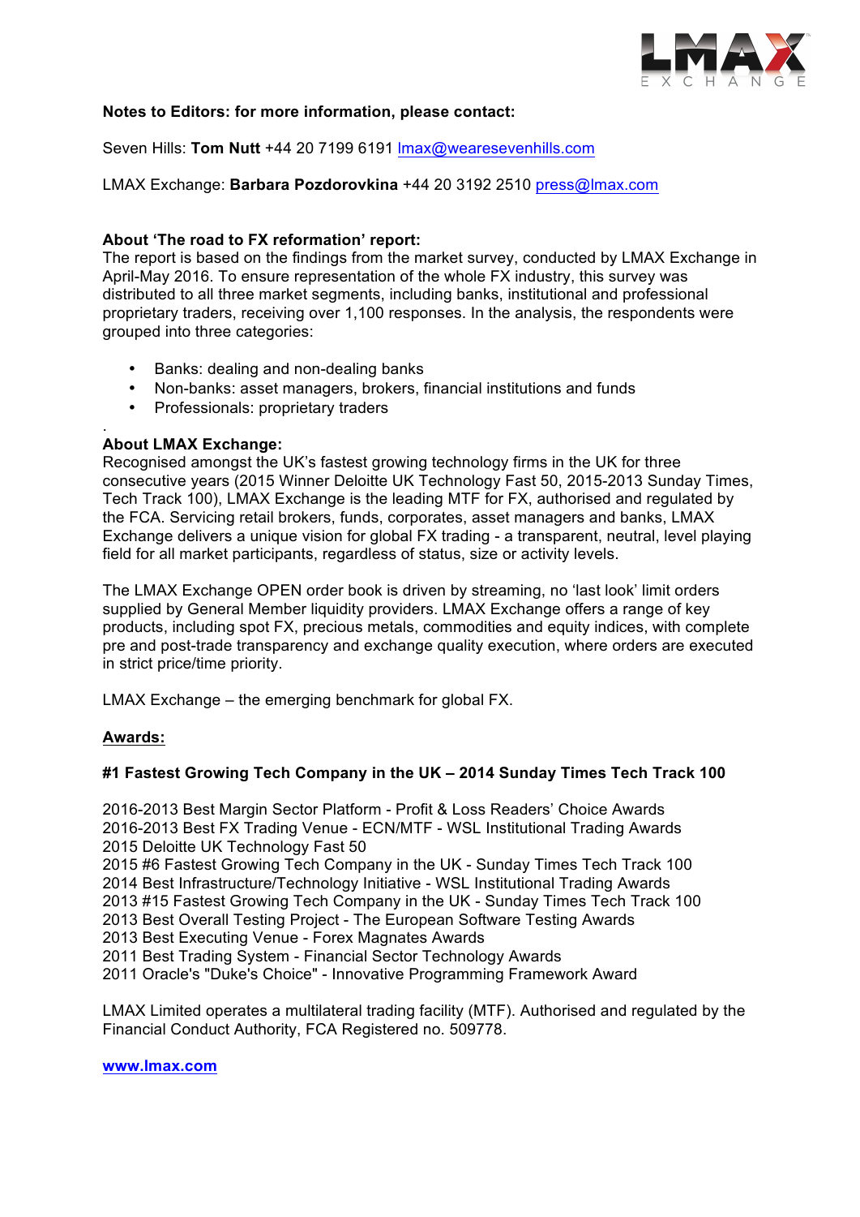**Notes to Editors: for more information, please contact:**

Seven Hills: **Tom Nutt** +44 20 7199 6191 lmax@wearesevenhills.com

LMAX Exchange: **Barbara Pozdorovkina** +44 20 3192 2510 press@lmax.com

**About 'The road to FX reformation' report:**
The report is based on the findings from the market survey, conducted by LMAX Exchange in April-May 2016. To ensure representation of the whole FX industry, this survey was distributed to all three market segments, including banks, institutional and professional proprietary traders, receiving over 1,100 responses. In the analysis, the respondents were grouped into three categories:

- Banks: dealing and non-dealing banks
- Non-banks: asset managers, brokers, financial institutions and funds
- Professionals: proprietary traders

.

**About LMAX Exchange:**
Recognised amongst the UK's fastest growing technology firms in the UK for three consecutive years (2015 Winner Deloitte UK Technology Fast 50, 2015-2013 Sunday Times, Tech Track 100), LMAX Exchange is the leading MTF for FX, authorised and regulated by the FCA. Servicing retail brokers, funds, corporates, asset managers and banks, LMAX Exchange delivers a unique vision for global FX trading - a transparent, neutral, level playing field for all market participants, regardless of status, size or activity levels.

The LMAX Exchange OPEN order book is driven by streaming, no 'last look' limit orders supplied by General Member liquidity providers. LMAX Exchange offers a range of key products, including spot FX, precious metals, commodities and equity indices, with complete pre and post-trade transparency and exchange quality execution, where orders are executed in strict price/time priority.

LMAX Exchange – the emerging benchmark for global FX.

**Awards:**

**#1 Fastest Growing Tech Company in the UK – 2014 Sunday Times Tech Track 100**

2016-2013 Best Margin Sector Platform - Profit & Loss Readers' Choice Awards
2016-2013 Best FX Trading Venue - ECN/MTF - WSL Institutional Trading Awards
2015 Deloitte UK Technology Fast 50
2015 #6 Fastest Growing Tech Company in the UK - Sunday Times Tech Track 100
2014 Best Infrastructure/Technology Initiative - WSL Institutional Trading Awards
2013 #15 Fastest Growing Tech Company in the UK - Sunday Times Tech Track 100
2013 Best Overall Testing Project - The European Software Testing Awards
2013 Best Executing Venue - Forex Magnates Awards
2011 Best Trading System - Financial Sector Technology Awards
2011 Oracle's "Duke's Choice" - Innovative Programming Framework Award

LMAX Limited operates a multilateral trading facility (MTF). Authorised and regulated by the Financial Conduct Authority, FCA Registered no. 509778.

**www.lmax.com**